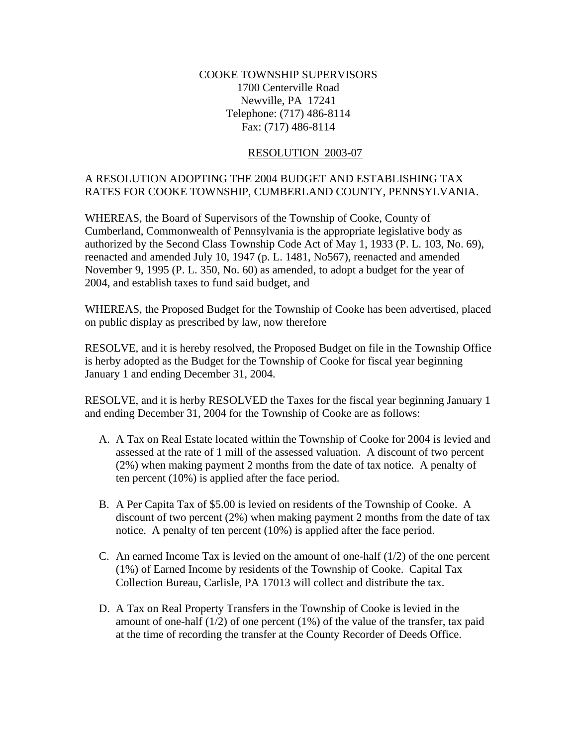COOKE TOWNSHIP SUPERVISORS
1700 Centerville Road
Newville, PA 17241
Telephone: (717) 486-8114
Fax: (717) 486-8114

RESOLUTION 2003-07

A RESOLUTION ADOPTING THE 2004 BUDGET AND ESTABLISHING TAX RATES FOR COOKE TOWNSHIP, CUMBERLAND COUNTY, PENNSYLVANIA.

WHEREAS, the Board of Supervisors of the Township of Cooke, County of Cumberland, Commonwealth of Pennsylvania is the appropriate legislative body as authorized by the Second Class Township Code Act of May 1, 1933 (P. L. 103, No. 69), reenacted and amended July 10, 1947 (p. L. 1481, No567), reenacted and amended November 9, 1995 (P. L. 350, No. 60) as amended, to adopt a budget for the year of 2004, and establish taxes to fund said budget, and

WHEREAS, the Proposed Budget for the Township of Cooke has been advertised, placed on public display as prescribed by law, now therefore

RESOLVE, and it is hereby resolved, the Proposed Budget on file in the Township Office is herby adopted as the Budget for the Township of Cooke for fiscal year beginning January 1 and ending December 31, 2004.

RESOLVE, and it is herby RESOLVED the Taxes for the fiscal year beginning January 1 and ending December 31, 2004 for the Township of Cooke are as follows:

A. A Tax on Real Estate located within the Township of Cooke for 2004 is levied and assessed at the rate of 1 mill of the assessed valuation. A discount of two percent (2%) when making payment 2 months from the date of tax notice. A penalty of ten percent (10%) is applied after the face period.

B. A Per Capita Tax of $5.00 is levied on residents of the Township of Cooke. A discount of two percent (2%) when making payment 2 months from the date of tax notice. A penalty of ten percent (10%) is applied after the face period.

C. An earned Income Tax is levied on the amount of one-half (1/2) of the one percent (1%) of Earned Income by residents of the Township of Cooke. Capital Tax Collection Bureau, Carlisle, PA 17013 will collect and distribute the tax.

D. A Tax on Real Property Transfers in the Township of Cooke is levied in the amount of one-half (1/2) of one percent (1%) of the value of the transfer, tax paid at the time of recording the transfer at the County Recorder of Deeds Office.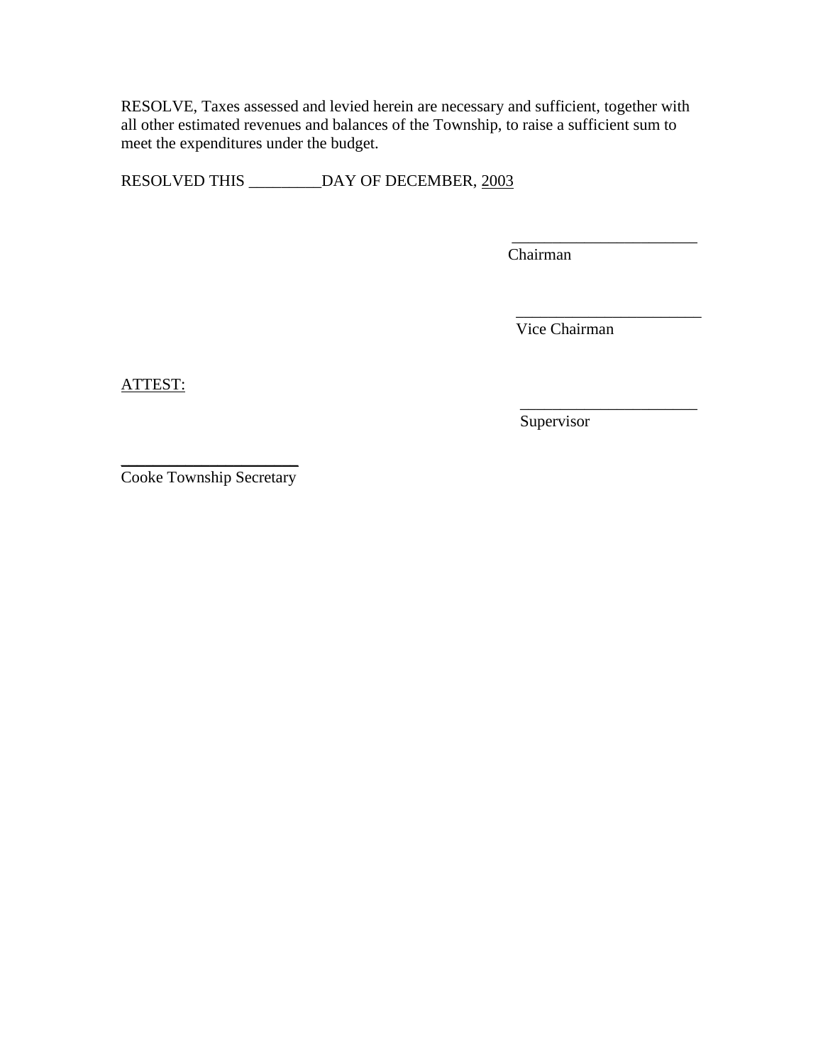RESOLVE, Taxes assessed and levied herein are necessary and sufficient, together with all other estimated revenues and balances of the Township, to raise a sufficient sum to meet the expenditures under the budget.

RESOLVED THIS _________DAY OF DECEMBER, 2003

_______________________
Chairman

_______________________
Vice Chairman

ATTEST:

_______________________
Supervisor

_______________________
Cooke Township Secretary